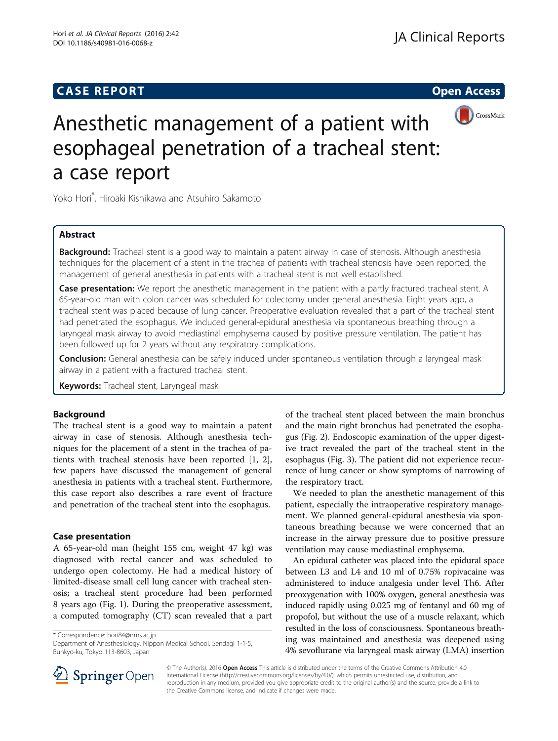CASE REPORT

Open Access

# Anesthetic management of a patient with esophageal penetration of a tracheal stent: a case report

Yoko Hori*, Hiroaki Kishikawa and Atsuhiro Sakamoto

## Abstract

**Background:** Tracheal stent is a good way to maintain a patent airway in case of stenosis. Although anesthesia techniques for the placement of a stent in the trachea of patients with tracheal stenosis have been reported, the management of general anesthesia in patients with a tracheal stent is not well established.

**Case presentation:** We report the anesthetic management in the patient with a partly fractured tracheal stent. A 65-year-old man with colon cancer was scheduled for colectomy under general anesthesia. Eight years ago, a tracheal stent was placed because of lung cancer. Preoperative evaluation revealed that a part of the tracheal stent had penetrated the esophagus. We induced general-epidural anesthesia via spontaneous breathing through a laryngeal mask airway to avoid mediastinal emphysema caused by positive pressure ventilation. The patient has been followed up for 2 years without any respiratory complications.

**Conclusion:** General anesthesia can be safely induced under spontaneous ventilation through a laryngeal mask airway in a patient with a fractured tracheal stent.

**Keywords:** Tracheal stent, Laryngeal mask

## Background

The tracheal stent is a good way to maintain a patent airway in case of stenosis. Although anesthesia techniques for the placement of a stent in the trachea of patients with tracheal stenosis have been reported [1, 2], few papers have discussed the management of general anesthesia in patients with a tracheal stent. Furthermore, this case report also describes a rare event of fracture and penetration of the tracheal stent into the esophagus.

## Case presentation

A 65-year-old man (height 155 cm, weight 47 kg) was diagnosed with rectal cancer and was scheduled to undergo open colectomy. He had a medical history of limited-disease small cell lung cancer with tracheal stenosis; a tracheal stent procedure had been performed 8 years ago (Fig. 1). During the preoperative assessment, a computed tomography (CT) scan revealed that a part of the tracheal stent placed between the main bronchus and the main right bronchus had penetrated the esophagus (Fig. 2). Endoscopic examination of the upper digestive tract revealed the part of the tracheal stent in the esophagus (Fig. 3). The patient did not experience recurrence of lung cancer or show symptoms of narrowing of the respiratory tract.

We needed to plan the anesthetic management of this patient, especially the intraoperative respiratory management. We planned general-epidural anesthesia via spontaneous breathing because we were concerned that an increase in the airway pressure due to positive pressure ventilation may cause mediastinal emphysema.

An epidural catheter was placed into the epidural space between L3 and L4 and 10 ml of 0.75% ropivacaine was administered to induce analgesia under level Th6. After preoxygenation with 100% oxygen, general anesthesia was induced rapidly using 0.025 mg of fentanyl and 60 mg of propofol, but without the use of a muscle relaxant, which resulted in the loss of consciousness. Spontaneous breathing was maintained and anesthesia was deepened using 4% sevoflurane via laryngeal mask airway (LMA) insertion

* Correspondence: hori84@nms.ac.jp
Department of Anesthesiology, Nippon Medical School, Sendagi 1-1-5, Bunkyo-ku, Tokyo 113-8603, Japan

© The Author(s). 2016 **Open Access** This article is distributed under the terms of the Creative Commons Attribution 4.0 International License (http://creativecommons.org/licenses/by/4.0/), which permits unrestricted use, distribution, and reproduction in any medium, provided you give appropriate credit to the original author(s) and the source, provide a link to the Creative Commons license, and indicate if changes were made.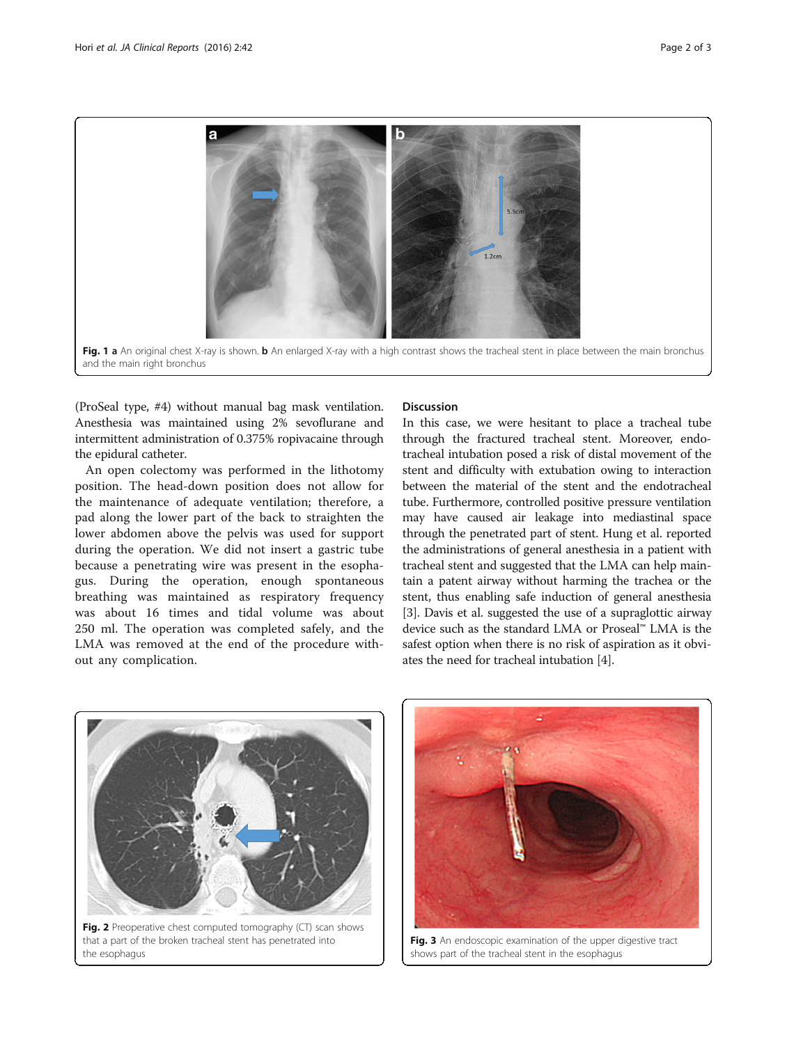Fig. 1 **a** An original chest X-ray is shown. **b** An enlarged X-ray with a high contrast shows the tracheal stent in place between the main bronchus and the main right bronchus

(ProSeal type, #4) without manual bag mask ventilation. Anesthesia was maintained using 2% sevoflurane and intermittent administration of 0.375% ropivacaine through the epidural catheter.

An open colectomy was performed in the lithotomy position. The head-down position does not allow for the maintenance of adequate ventilation; therefore, a pad along the lower part of the back to straighten the lower abdomen above the pelvis was used for support during the operation. We did not insert a gastric tube because a penetrating wire was present in the esophagus. During the operation, enough spontaneous breathing was maintained as respiratory frequency was about 16 times and tidal volume was about 250 ml. The operation was completed safely, and the LMA was removed at the end of the procedure without any complication.

## Discussion

In this case, we were hesitant to place a tracheal tube through the fractured tracheal stent. Moreover, endotracheal intubation posed a risk of distal movement of the stent and difficulty with extubation owing to interaction between the material of the stent and the endotracheal tube. Furthermore, controlled positive pressure ventilation may have caused air leakage into mediastinal space through the penetrated part of stent. Hung et al. reported the administrations of general anesthesia in a patient with tracheal stent and suggested that the LMA can help maintain a patent airway without harming the trachea or the stent, thus enabling safe induction of general anesthesia [3]. Davis et al. suggested the use of a supraglottic airway device such as the standard LMA or Proseal™ LMA is the safest option when there is no risk of aspiration as it obviates the need for tracheal intubation [4].

Fig. 2 Preoperative chest computed tomography (CT) scan shows that a part of the broken tracheal stent has penetrated into the esophagus

Fig. 3 An endoscopic examination of the upper digestive tract shows part of the tracheal stent in the esophagus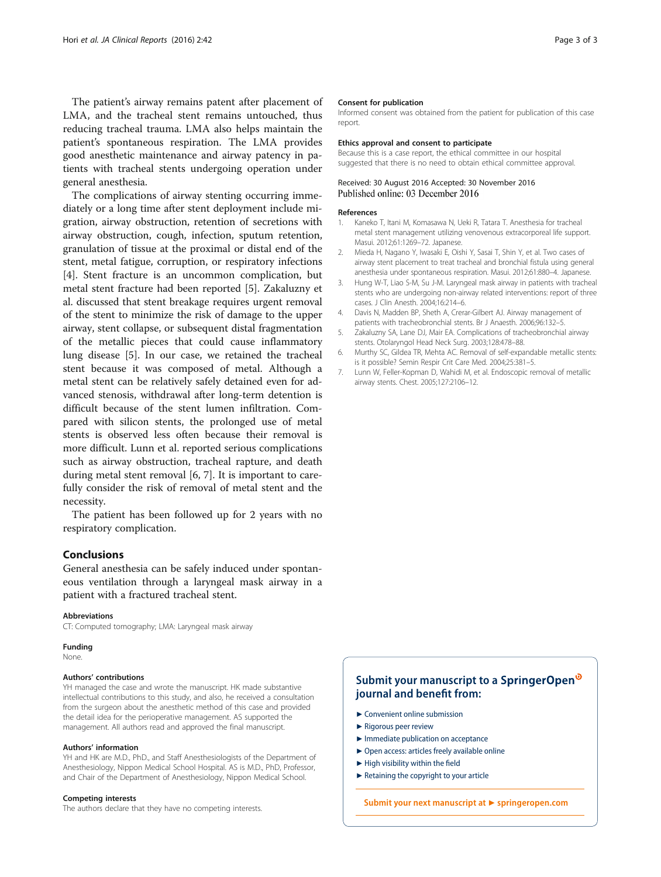The patient's airway remains patent after placement of LMA, and the tracheal stent remains untouched, thus reducing tracheal trauma. LMA also helps maintain the patient's spontaneous respiration. The LMA provides good anesthetic maintenance and airway patency in patients with tracheal stents undergoing operation under general anesthesia.

The complications of airway stenting occurring immediately or a long time after stent deployment include migration, airway obstruction, retention of secretions with airway obstruction, cough, infection, sputum retention, granulation of tissue at the proximal or distal end of the stent, metal fatigue, corruption, or respiratory infections [4]. Stent fracture is an uncommon complication, but metal stent fracture had been reported [5]. Zakaluzny et al. discussed that stent breakage requires urgent removal of the stent to minimize the risk of damage to the upper airway, stent collapse, or subsequent distal fragmentation of the metallic pieces that could cause inflammatory lung disease [5]. In our case, we retained the tracheal stent because it was composed of metal. Although a metal stent can be relatively safely detained even for advanced stenosis, withdrawal after long-term detention is difficult because of the stent lumen infiltration. Compared with silicon stents, the prolonged use of metal stents is observed less often because their removal is more difficult. Lunn et al. reported serious complications such as airway obstruction, tracheal rapture, and death during metal stent removal [6, 7]. It is important to carefully consider the risk of removal of metal stent and the necessity.

The patient has been followed up for 2 years with no respiratory complication.

## Conclusions

General anesthesia can be safely induced under spontaneous ventilation through a laryngeal mask airway in a patient with a fractured tracheal stent.

#### Abbreviations

CT: Computed tomography; LMA: Laryngeal mask airway

#### Funding

None.

#### Authors' contributions

YH managed the case and wrote the manuscript. HK made substantive intellectual contributions to this study, and also, he received a consultation from the surgeon about the anesthetic method of this case and provided the detail idea for the perioperative management. AS supported the management. All authors read and approved the final manuscript.

#### Authors' information

YH and HK are M.D., PhD., and Staff Anesthesiologists of the Department of Anesthesiology, Nippon Medical School Hospital. AS is M.D., PhD, Professor, and Chair of the Department of Anesthesiology, Nippon Medical School.

#### Competing interests

The authors declare that they have no competing interests.

#### Consent for publication

Informed consent was obtained from the patient for publication of this case report.

#### Ethics approval and consent to participate

Because this is a case report, the ethical committee in our hospital suggested that there is no need to obtain ethical committee approval.

Received: 30 August 2016 Accepted: 30 November 2016
Published online: 03 December 2016

#### References

1. Kaneko T, Itani M, Komasawa N, Ueki R, Tatara T. Anesthesia for tracheal metal stent management utilizing venovenous extracorporeal life support. Masui. 2012;61:1269–72. Japanese.
2. Mieda H, Nagano Y, Iwasaki E, Oishi Y, Sasai T, Shin Y, et al. Two cases of airway stent placement to treat tracheal and bronchial fistula using general anesthesia under spontaneous respiration. Masui. 2012;61:880–4. Japanese.
3. Hung W-T, Liao S-M, Su J-M. Laryngeal mask airway in patients with tracheal stents who are undergoing non-airway related interventions: report of three cases. J Clin Anesth. 2004;16:214–6.
4. Davis N, Madden BP, Sheth A, Crerar-Gilbert AJ. Airway management of patients with tracheobronchial stents. Br J Anaesth. 2006;96:132–5.
5. Zakaluzny SA, Lane DJ, Mair EA. Complications of tracheobronchial airway stents. Otolaryngol Head Neck Surg. 2003;128:478–88.
6. Murthy SC, Gildea TR, Mehta AC. Removal of self-expandable metallic stents: is it possible? Semin Respir Crit Care Med. 2004;25:381–5.
7. Lunn W, Feller-Kopman D, Wahidi M, et al. Endoscopic removal of metallic airway stents. Chest. 2005;127:2106–12.